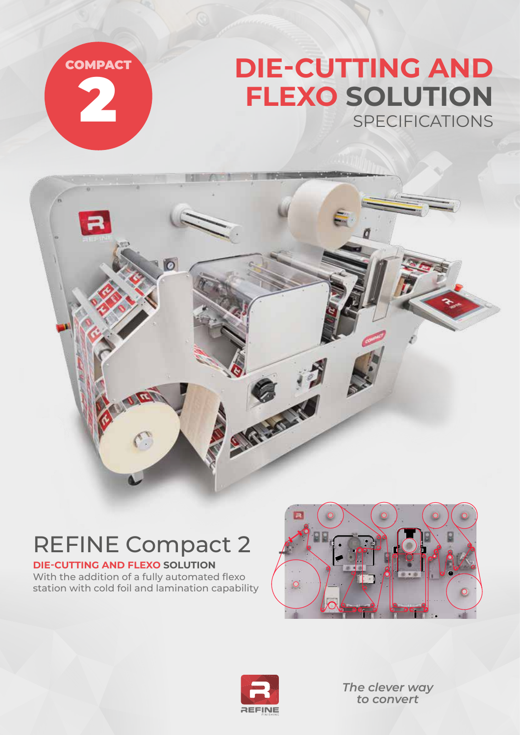COMPACT 2

# DIE-CUTTING AND FLEXO SOLUTION

SPECIFICATIONS

## REFINE Compact 2

**DIE-CUTTING AND FLEXO SOLUTION**

With the addition of a fully automated flexo station with cold foil and lamination capability

REFINE FINISHING

*The clever way to convert*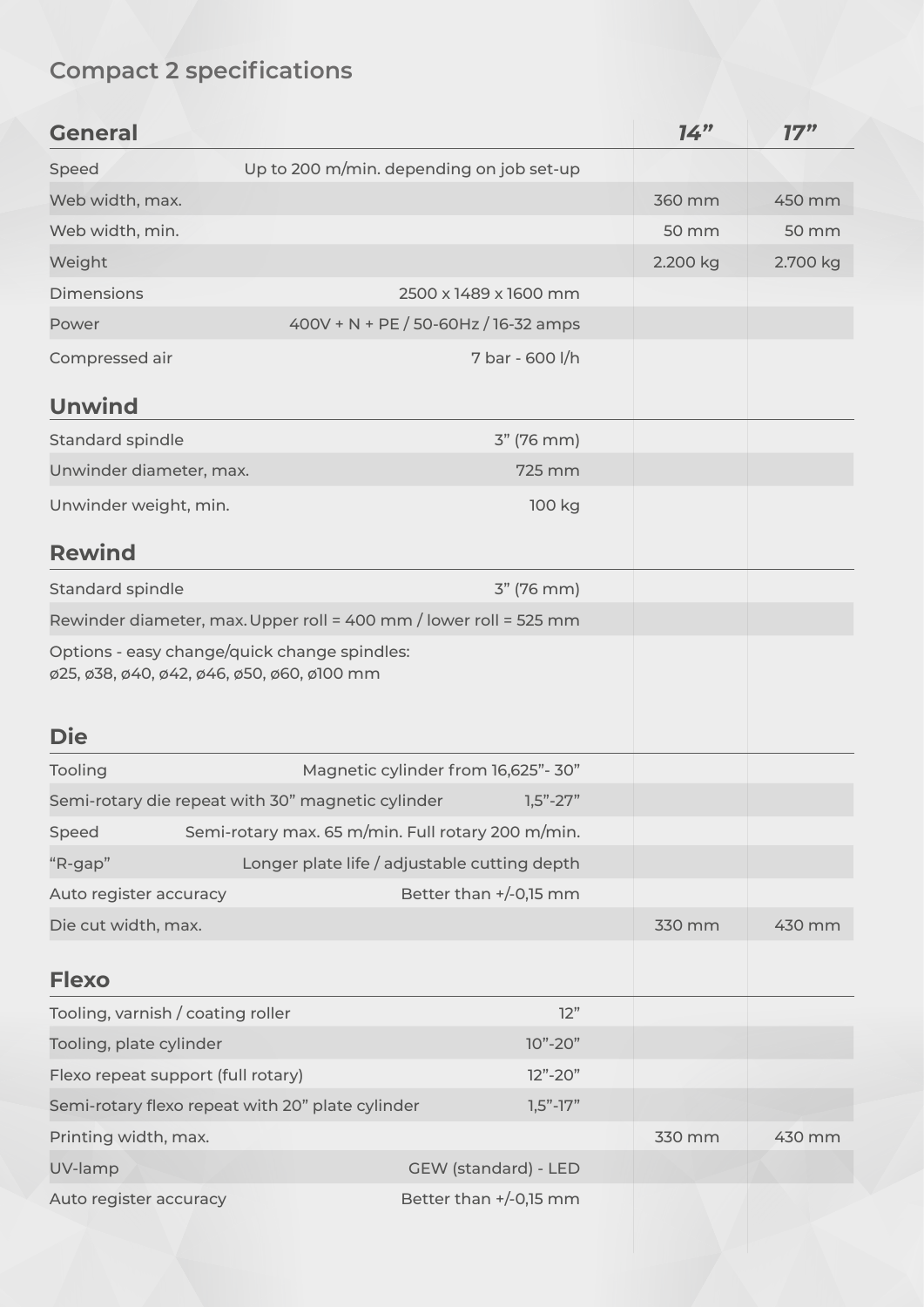## Compact 2 specifications

| General | | 14" | 17" |
|---|---|---|---|
| Speed | Up to 200 m/min. depending on job set-up | | |
| Web width, max. | | 360 mm | 450 mm |
| Web width, min. | | 50 mm | 50 mm |
| Weight | | 2.200 kg | 2.700 kg |
| Dimensions | 2500 x 1489 x 1600 mm | | |
| Power | 400V + N + PE / 50-60Hz / 16-32 amps | | |
| Compressed air | 7 bar - 600 l/h | | |
| **Unwind** | | | |
| Standard spindle | 3" (76 mm) | | |
| Unwinder diameter, max. | 725 mm | | |
| Unwinder weight, min. | 100 kg | | |
| **Rewind** | | | |
| Standard spindle | 3" (76 mm) | | |
| Rewinder diameter, max. | Upper roll = 400 mm / lower roll = 525 mm | | |
| Options - easy change/quick change spindles: ø25, ø38, ø40, ø42, ø46, ø50, ø60, ø100 mm | | | |
| **Die** | | | |
| Tooling | Magnetic cylinder from 16,625"- 30" | | |
| Semi-rotary die repeat with 30" magnetic cylinder | 1,5"-27" | | |
| Speed | Semi-rotary max. 65 m/min. Full rotary 200 m/min. | | |
| "R-gap" | Longer plate life / adjustable cutting depth | | |
| Auto register accuracy | Better than +/-0,15 mm | | |
| Die cut width, max. | | 330 mm | 430 mm |
| **Flexo** | | | |
| Tooling, varnish / coating roller | 12" | | |
| Tooling, plate cylinder | 10"-20" | | |
| Flexo repeat support (full rotary) | 12"-20" | | |
| Semi-rotary flexo repeat with 20" plate cylinder | 1,5"-17" | | |
| Printing width, max. | | 330 mm | 430 mm |
| UV-lamp | GEW (standard) - LED | | |
| Auto register accuracy | Better than +/-0,15 mm | | |